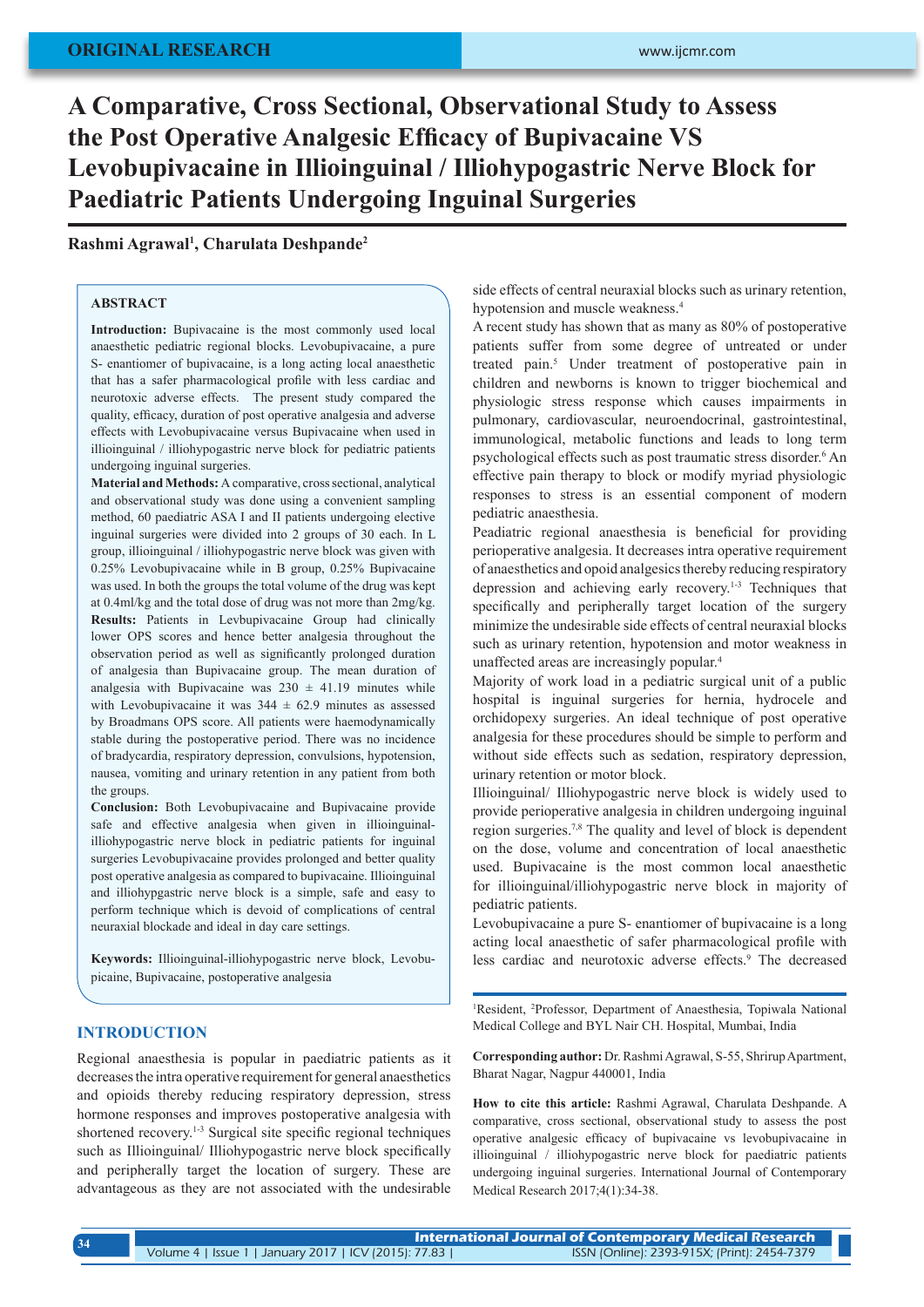ORIGINAL RESEARCH

# A Comparative, Cross Sectional, Observational Study to Assess the Post Operative Analgesic Efficacy of Bupivacaine VS Levobupivacaine in Illioinguinal / Illiohypogastric Nerve Block for Paediatric Patients Undergoing Inguinal Surgeries

**Rashmi Agrawal[1], Charulata Deshpande[2]**

## ABSTRACT

**Introduction:** Bupivacaine is the most commonly used local anaesthetic pediatric regional blocks. Levobupivacaine, a pure S- enantiomer of bupivacaine, is a long acting local anaesthetic that has a safer pharmacological profile with less cardiac and neurotoxic adverse effects. The present study compared the quality, efficacy, duration of post operative analgesia and adverse effects with Levobupivacaine versus Bupivacaine when used in illioinguinal / illiohypogastric nerve block for pediatric patients undergoing inguinal surgeries.

**Material and Methods:** A comparative, cross sectional, analytical and observational study was done using a convenient sampling method, 60 paediatric ASA I and II patients undergoing elective inguinal surgeries were divided into 2 groups of 30 each. In L group, illioinguinal / illiohypogastric nerve block was given with 0.25% Levobupivacaine while in B group, 0.25% Bupivacaine was used. In both the groups the total volume of the drug was kept at 0.4ml/kg and the total dose of drug was not more than 2mg/kg.

**Results:** Patients in Levbupivacaine Group had clinically lower OPS scores and hence better analgesia throughout the observation period as well as significantly prolonged duration of analgesia than Bupivacaine group. The mean duration of analgesia with Bupivacaine was 230 ± 41.19 minutes while with Levobupivacaine it was 344 ± 62.9 minutes as assessed by Broadmans OPS score. All patients were haemodynamically stable during the postoperative period. There was no incidence of bradycardia, respiratory depression, convulsions, hypotension, nausea, vomiting and urinary retention in any patient from both the groups.

**Conclusion:** Both Levobupivacaine and Bupivacaine provide safe and effective analgesia when given in illioinguinal-illiohypogastric nerve block in pediatric patients for inguinal surgeries Levobupivacaine provides prolonged and better quality post operative analgesia as compared to bupivacaine. Illioinguinal and illiohypgastric nerve block is a simple, safe and easy to perform technique which is devoid of complications of central neuraxial blockade and ideal in day care settings.

**Keywords:** Illioinguinal-illiohypogastric nerve block, Levobupicaine, Bupivacaine, postoperative analgesia

## INTRODUCTION

Regional anaesthesia is popular in paediatric patients as it decreases the intra operative requirement for general anaesthetics and opioids thereby reducing respiratory depression, stress hormone responses and improves postoperative analgesia with shortened recovery.[1-3] Surgical site specific regional techniques such as Illioinguinal/ Illiohypogastric nerve block specifically and peripherally target the location of surgery. These are advantageous as they are not associated with the undesirable side effects of central neuraxial blocks such as urinary retention, hypotension and muscle weakness.[4]

A recent study has shown that as many as 80% of postoperative patients suffer from some degree of untreated or under treated pain.[5] Under treatment of postoperative pain in children and newborns is known to trigger biochemical and physiologic stress response which causes impairments in pulmonary, cardiovascular, neuroendocrinal, gastrointestinal, immunological, metabolic functions and leads to long term psychological effects such as post traumatic stress disorder.[6] An effective pain therapy to block or modify myriad physiologic responses to stress is an essential component of modern pediatric anaesthesia.

Peadiatric regional anaesthesia is beneficial for providing perioperative analgesia. It decreases intra operative requirement of anaesthetics and opoid analgesics thereby reducing respiratory depression and achieving early recovery.[1-3] Techniques that specifically and peripherally target location of the surgery minimize the undesirable side effects of central neuraxial blocks such as urinary retention, hypotension and motor weakness in unaffected areas are increasingly popular.[4]

Majority of work load in a pediatric surgical unit of a public hospital is inguinal surgeries for hernia, hydrocele and orchidopexy surgeries. An ideal technique of post operative analgesia for these procedures should be simple to perform and without side effects such as sedation, respiratory depression, urinary retention or motor block.

Illioinguinal/ Illiohypogastric nerve block is widely used to provide perioperative analgesia in children undergoing inguinal region surgeries.[7,8] The quality and level of block is dependent on the dose, volume and concentration of local anaesthetic used. Bupivacaine is the most common local anaesthetic for illioinguinal/illiohypogastric nerve block in majority of pediatric patients.

Levobupivacaine a pure S- enantiomer of bupivacaine is a long acting local anaesthetic of safer pharmacological profile with less cardiac and neurotoxic adverse effects.[9] The decreased

[1]Resident, [2]Professor, Department of Anaesthesia, Topiwala National Medical College and BYL Nair CH. Hospital, Mumbai, India

**Corresponding author:** Dr. Rashmi Agrawal, S-55, Shrirup Apartment, Bharat Nagar, Nagpur 440001, India

**How to cite this article:** Rashmi Agrawal, Charulata Deshpande. A comparative, cross sectional, observational study to assess the post operative analgesic efficacy of bupivacaine vs levobupivacaine in illioinguinal / illiohypogastric nerve block for paediatric patients undergoing inguinal surgeries. International Journal of Contemporary Medical Research 2017;4(1):34-38.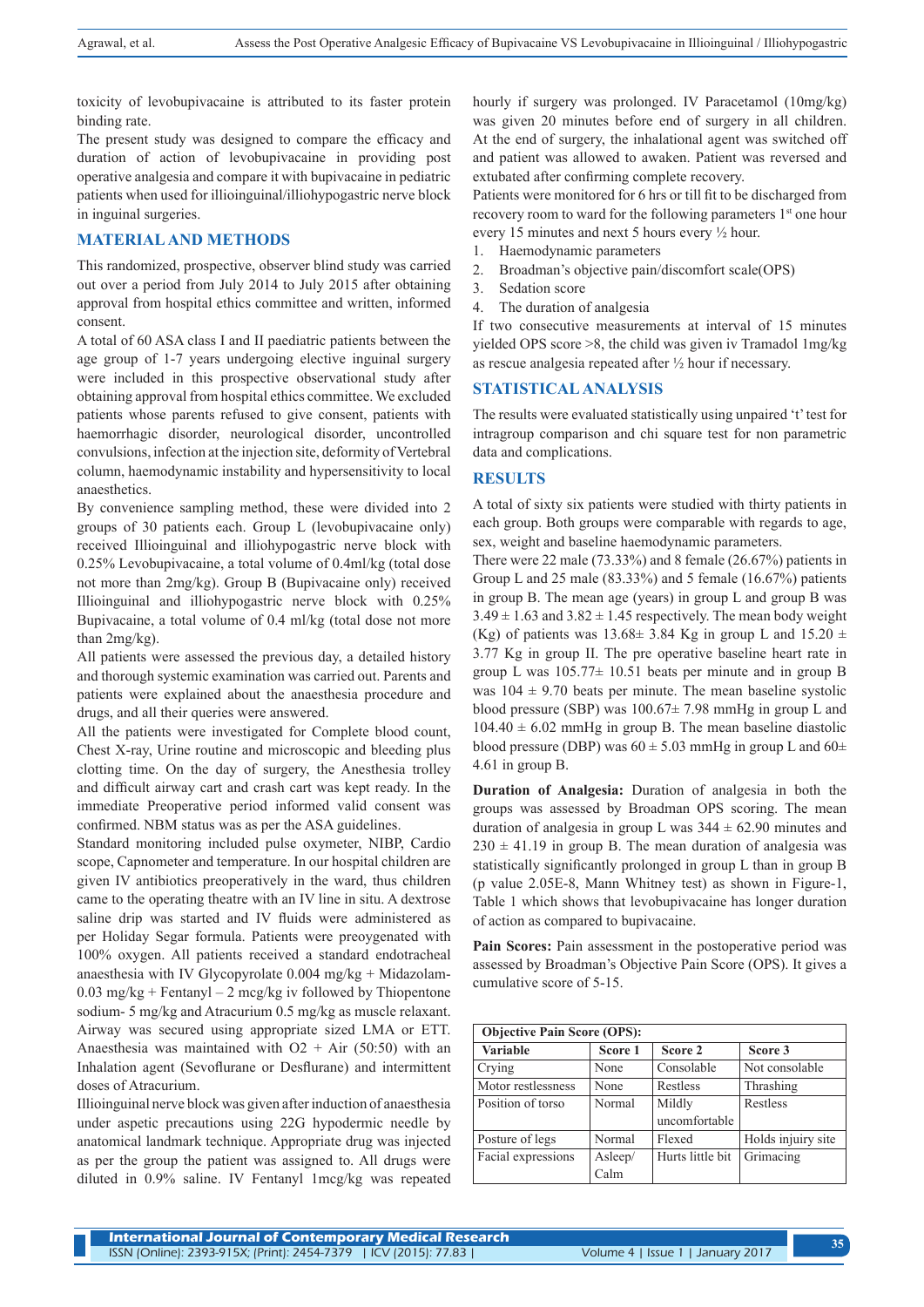toxicity of levobupivacaine is attributed to its faster protein binding rate.

The present study was designed to compare the efficacy and duration of action of levobupivacaine in providing post operative analgesia and compare it with bupivacaine in pediatric patients when used for illioinguinal/illiohypogastric nerve block in inguinal surgeries.

## MATERIAL AND METHODS

This randomized, prospective, observer blind study was carried out over a period from July 2014 to July 2015 after obtaining approval from hospital ethics committee and written, informed consent.

A total of 60 ASA class I and II paediatric patients between the age group of 1-7 years undergoing elective inguinal surgery were included in this prospective observational study after obtaining approval from hospital ethics committee. We excluded patients whose parents refused to give consent, patients with haemorrhagic disorder, neurological disorder, uncontrolled convulsions, infection at the injection site, deformity of Vertebral column, haemodynamic instability and hypersensitivity to local anaesthetics.

By convenience sampling method, these were divided into 2 groups of 30 patients each. Group L (levobupivacaine only) received Illioinguinal and illiohypogastric nerve block with 0.25% Levobupivacaine, a total volume of 0.4ml/kg (total dose not more than 2mg/kg). Group B (Bupivacaine only) received Illioinguinal and illiohypogastric nerve block with 0.25% Bupivacaine, a total volume of 0.4 ml/kg (total dose not more than 2mg/kg).

All patients were assessed the previous day, a detailed history and thorough systemic examination was carried out. Parents and patients were explained about the anaesthesia procedure and drugs, and all their queries were answered.

All the patients were investigated for Complete blood count, Chest X-ray, Urine routine and microscopic and bleeding plus clotting time. On the day of surgery, the Anesthesia trolley and difficult airway cart and crash cart was kept ready. In the immediate Preoperative period informed valid consent was confirmed. NBM status was as per the ASA guidelines.

Standard monitoring included pulse oxymeter, NIBP, Cardio scope, Capnometer and temperature. In our hospital children are given IV antibiotics preoperatively in the ward, thus children came to the operating theatre with an IV line in situ. A dextrose saline drip was started and IV fluids were administered as per Holiday Segar formula. Patients were preoygenated with 100% oxygen. All patients received a standard endotracheal anaesthesia with IV Glycopyrolate 0.004 mg/kg + Midazolam- 0.03 mg/kg + Fentanyl – 2 mcg/kg iv followed by Thiopentone sodium- 5 mg/kg and Atracurium 0.5 mg/kg as muscle relaxant. Airway was secured using appropriate sized LMA or ETT. Anaesthesia was maintained with O2 + Air (50:50) with an Inhalation agent (Sevoflurane or Desflurane) and intermittent doses of Atracurium.

Illioinguinal nerve block was given after induction of anaesthesia under aspetic precautions using 22G hypodermic needle by anatomical landmark technique. Appropriate drug was injected as per the group the patient was assigned to. All drugs were diluted in 0.9% saline. IV Fentanyl 1mcg/kg was repeated hourly if surgery was prolonged. IV Paracetamol (10mg/kg) was given 20 minutes before end of surgery in all children. At the end of surgery, the inhalational agent was switched off and patient was allowed to awaken. Patient was reversed and extubated after confirming complete recovery.

Patients were monitored for 6 hrs or till fit to be discharged from recovery room to ward for the following parameters 1st one hour every 15 minutes and next 5 hours every ½ hour.

1. Haemodynamic parameters
2. Broadman's objective pain/discomfort scale(OPS)
3. Sedation score
4. The duration of analgesia

If two consecutive measurements at interval of 15 minutes yielded OPS score >8, the child was given iv Tramadol 1mg/kg as rescue analgesia repeated after ½ hour if necessary.

## STATISTICAL ANALYSIS

The results were evaluated statistically using unpaired 't' test for intragroup comparison and chi square test for non parametric data and complications.

## RESULTS

A total of sixty six patients were studied with thirty patients in each group. Both groups were comparable with regards to age, sex, weight and baseline haemodynamic parameters.

There were 22 male (73.33%) and 8 female (26.67%) patients in Group L and 25 male (83.33%) and 5 female (16.67%) patients in group B. The mean age (years) in group L and group B was $3.49 \pm 1.63$ and $3.82 \pm 1.45$ respectively. The mean body weight (Kg) of patients was $13.68 \pm 3.84$ Kg in group L and $15.20 \pm 3.77$ Kg in group II. The pre operative baseline heart rate in group L was $105.77 \pm 10.51$ beats per minute and in group B was $104 \pm 9.70$ beats per minute. The mean baseline systolic blood pressure (SBP) was $100.67 \pm 7.98$ mmHg in group L and $104.40 \pm 6.02$ mmHg in group B. The mean baseline diastolic blood pressure (DBP) was $60 \pm 5.03$ mmHg in group L and $60 \pm 4.61$ in group B.

**Duration of Analgesia:** Duration of analgesia in both the groups was assessed by Broadman OPS scoring. The mean duration of analgesia in group L was $344 \pm 62.90$ minutes and $230 \pm 41.19$ in group B. The mean duration of analgesia was statistically significantly prolonged in group L than in group B (p value 2.05E-8, Mann Whitney test) as shown in Figure-1, Table 1 which shows that levobupivacaine has longer duration of action as compared to bupivacaine.

**Pain Scores:** Pain assessment in the postoperative period was assessed by Broadman's Objective Pain Score (OPS). It gives a cumulative score of 5-15.

| **Objective Pain Score (OPS):** | | | |
|---|---|---|---|
| **Variable** | **Score 1** | **Score 2** | **Score 3** |
| Crying | None | Consolable | Not consolable |
| Motor restlessness | None | Restless | Thrashing |
| Position of torso | Normal | Mildly uncomfortable | Restless |
| Posture of legs | Normal | Flexed | Holds injuiry site |
| Facial expressions | Asleep/ Calm | Hurts little bit | Grimacing |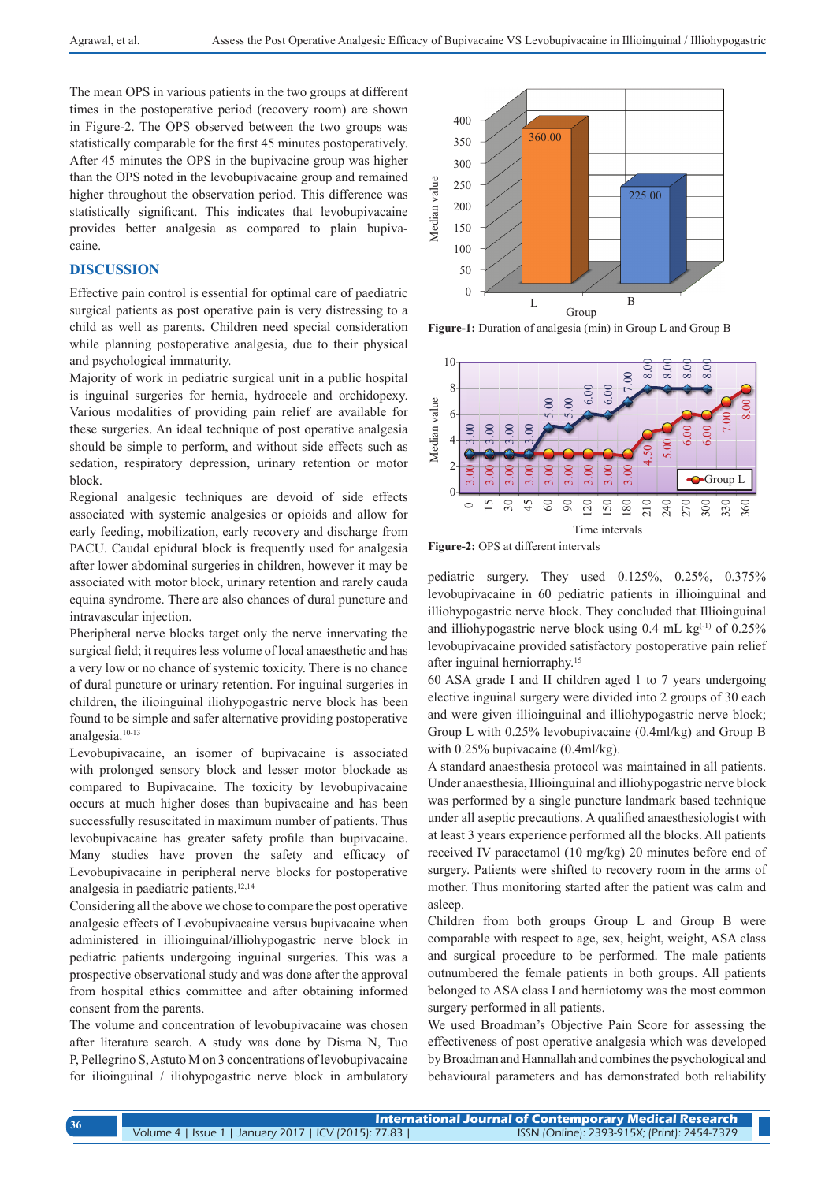The mean OPS in various patients in the two groups at different times in the postoperative period (recovery room) are shown in Figure-2. The OPS observed between the two groups was statistically comparable for the first 45 minutes postoperatively. After 45 minutes the OPS in the bupivacaine group was higher than the OPS noted in the levobupivacaine group and remained higher throughout the observation period. This difference was statistically significant. This indicates that levobupivacaine provides better analgesia as compared to plain bupivacaine.

## DISCUSSION

Effective pain control is essential for optimal care of paediatric surgical patients as post operative pain is very distressing to a child as well as parents. Children need special consideration while planning postoperative analgesia, due to their physical and psychological immaturity.

Majority of work in pediatric surgical unit in a public hospital is inguinal surgeries for hernia, hydrocele and orchidopexy. Various modalities of providing pain relief are available for these surgeries. An ideal technique of post operative analgesia should be simple to perform, and without side effects such as sedation, respiratory depression, urinary retention or motor block.

Regional analgesic techniques are devoid of side effects associated with systemic analgesics or opioids and allow for early feeding, mobilization, early recovery and discharge from PACU. Caudal epidural block is frequently used for analgesia after lower abdominal surgeries in children, however it may be associated with motor block, urinary retention and rarely cauda equina syndrome. There are also chances of dural puncture and intravascular injection.

Pheripheral nerve blocks target only the nerve innervating the surgical field; it requires less volume of local anaesthetic and has a very low or no chance of systemic toxicity. There is no chance of dural puncture or urinary retention. For inguinal surgeries in children, the ilioinguinal iliohypogastric nerve block has been found to be simple and safer alternative providing postoperative analgesia.[10-13]

Levobupivacaine, an isomer of bupivacaine is associated with prolonged sensory block and lesser motor blockade as compared to Bupivacaine. The toxicity by levobupivacaine occurs at much higher doses than bupivacaine and has been successfully resuscitated in maximum number of patients. Thus levobupivacaine has greater safety profile than bupivacaine. Many studies have proven the safety and efficacy of Levobupivacaine in peripheral nerve blocks for postoperative analgesia in paediatric patients.[12,14]

Considering all the above we chose to compare the post operative analgesic effects of Levobupivacaine versus bupivacaine when administered in illioinguinal/illiohypogastric nerve block in pediatric patients undergoing inguinal surgeries. This was a prospective observational study and was done after the approval from hospital ethics committee and after obtaining informed consent from the parents.

The volume and concentration of levobupivacaine was chosen after literature search. A study was done by Disma N, Tuo P, Pellegrino S, Astuto M on 3 concentrations of levobupivacaine for ilioinguinal / iliohypogastric nerve block in ambulatory pediatric surgery. They used 0.125%, 0.25%, 0.375% levobupivacaine in 60 pediatric patients in illioinguinal and illiohypogastric nerve block. They concluded that Illioinguinal and illiohypogastric nerve block using 0.4 mL kg$^{(-1)}$ of 0.25% levobupivacaine provided satisfactory postoperative pain relief after inguinal herniorraphy.[15]

Figure-1: Duration of analgesia (min) in Group L and Group B

Figure-2: OPS at different intervals

60 ASA grade I and II children aged 1 to 7 years undergoing elective inguinal surgery were divided into 2 groups of 30 each and were given illioinguinal and illiohypogastric nerve block; Group L with 0.25% levobupivacaine (0.4ml/kg) and Group B with 0.25% bupivacaine (0.4ml/kg).

A standard anaesthesia protocol was maintained in all patients. Under anaesthesia, Illioinguinal and illiohypogastric nerve block was performed by a single puncture landmark based technique under all aseptic precautions. A qualified anaesthesiologist with at least 3 years experience performed all the blocks. All patients received IV paracetamol (10 mg/kg) 20 minutes before end of surgery. Patients were shifted to recovery room in the arms of mother. Thus monitoring started after the patient was calm and asleep.

Children from both groups Group L and Group B were comparable with respect to age, sex, height, weight, ASA class and surgical procedure to be performed. The male patients outnumbered the female patients in both groups. All patients belonged to ASA class I and herniotomy was the most common surgery performed in all patients.

We used Broadman's Objective Pain Score for assessing the effectiveness of post operative analgesia which was developed by Broadman and Hannallah and combines the psychological and behavioural parameters and has demonstrated both reliability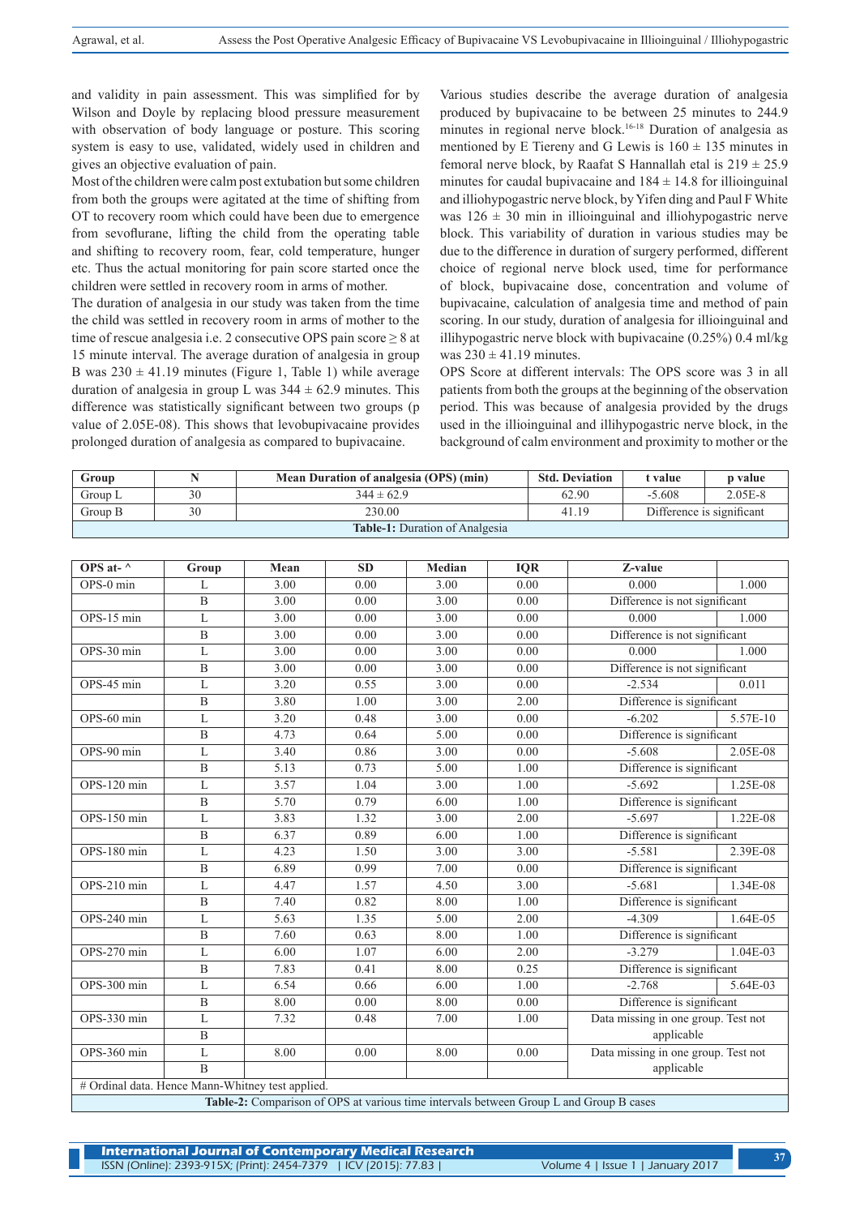and validity in pain assessment. This was simplified for by Wilson and Doyle by replacing blood pressure measurement with observation of body language or posture. This scoring system is easy to use, validated, widely used in children and gives an objective evaluation of pain.

Most of the children were calm post extubation but some children from both the groups were agitated at the time of shifting from OT to recovery room which could have been due to emergence from sevoflurane, lifting the child from the operating table and shifting to recovery room, fear, cold temperature, hunger etc. Thus the actual monitoring for pain score started once the children were settled in recovery room in arms of mother.

The duration of analgesia in our study was taken from the time the child was settled in recovery room in arms of mother to the time of rescue analgesia i.e. 2 consecutive OPS pain score ≥ 8 at 15 minute interval. The average duration of analgesia in group B was 230 ± 41.19 minutes (Figure 1, Table 1) while average duration of analgesia in group L was 344 ± 62.9 minutes. This difference was statistically significant between two groups (p value of 2.05E-08). This shows that levobupivacaine provides prolonged duration of analgesia as compared to bupivacaine.

Various studies describe the average duration of analgesia produced by bupivacaine to be between 25 minutes to 244.9 minutes in regional nerve block.[16-18] Duration of analgesia as mentioned by E Tiereny and G Lewis is 160 ± 135 minutes in femoral nerve block, by Raafat S Hannallah etal is 219 ± 25.9 minutes for caudal bupivacaine and 184 ± 14.8 for illioinguinal and illiohypogastric nerve block, by Yifen ding and Paul F White was 126 ± 30 min in illioinguinal and illiohypogastric nerve block. This variability of duration in various studies may be due to the difference in duration of surgery performed, different choice of regional nerve block used, time for performance of block, bupivacaine dose, concentration and volume of bupivacaine, calculation of analgesia time and method of pain scoring. In our study, duration of analgesia for illioinguinal and illihypogastric nerve block with bupivacaine (0.25%) 0.4 ml/kg was 230 ± 41.19 minutes.

OPS Score at different intervals: The OPS score was 3 in all patients from both the groups at the beginning of the observation period. This was because of analgesia provided by the drugs used in the illioinguinal and illihypogastric nerve block, in the background of calm environment and proximity to mother or the

| Group | N | Mean Duration of analgesia (OPS) (min) | Std. Deviation | t value | p value |
|---|---|---|---|---|---|
| Group L | 30 | 344 ± 62.9 | 62.90 | -5.608 | 2.05E-8 |
| Group B | 30 | 230.00 | 41.19 | Difference is significant | |

**Table-1:** Duration of Analgesia

| OPS at- ^ | Group | Mean | SD | Median | IQR | Z-value | |
|---|---|---|---|---|---|---|---|
| OPS-0 min | L | 3.00 | 0.00 | 3.00 | 0.00 | 0.000 | 1.000 |
| | B | 3.00 | 0.00 | 3.00 | 0.00 | Difference is not significant | |
| OPS-15 min | L | 3.00 | 0.00 | 3.00 | 0.00 | 0.000 | 1.000 |
| | B | 3.00 | 0.00 | 3.00 | 0.00 | Difference is not significant | |
| OPS-30 min | L | 3.00 | 0.00 | 3.00 | 0.00 | 0.000 | 1.000 |
| | B | 3.00 | 0.00 | 3.00 | 0.00 | Difference is not significant | |
| OPS-45 min | L | 3.20 | 0.55 | 3.00 | 0.00 | -2.534 | 0.011 |
| | B | 3.80 | 1.00 | 3.00 | 2.00 | Difference is significant | |
| OPS-60 min | L | 3.20 | 0.48 | 3.00 | 0.00 | -6.202 | 5.57E-10 |
| | B | 4.73 | 0.64 | 5.00 | 0.00 | Difference is significant | |
| OPS-90 min | L | 3.40 | 0.86 | 3.00 | 0.00 | -5.608 | 2.05E-08 |
| | B | 5.13 | 0.73 | 5.00 | 1.00 | Difference is significant | |
| OPS-120 min | L | 3.57 | 1.04 | 3.00 | 1.00 | -5.692 | 1.25E-08 |
| | B | 5.70 | 0.79 | 6.00 | 1.00 | Difference is significant | |
| OPS-150 min | L | 3.83 | 1.32 | 3.00 | 2.00 | -5.697 | 1.22E-08 |
| | B | 6.37 | 0.89 | 6.00 | 1.00 | Difference is significant | |
| OPS-180 min | L | 4.23 | 1.50 | 3.00 | 3.00 | -5.581 | 2.39E-08 |
| | B | 6.89 | 0.99 | 7.00 | 0.00 | Difference is significant | |
| OPS-210 min | L | 4.47 | 1.57 | 4.50 | 3.00 | -5.681 | 1.34E-08 |
| | B | 7.40 | 0.82 | 8.00 | 1.00 | Difference is significant | |
| OPS-240 min | L | 5.63 | 1.35 | 5.00 | 2.00 | -4.309 | 1.64E-05 |
| | B | 7.60 | 0.63 | 8.00 | 1.00 | Difference is significant | |
| OPS-270 min | L | 6.00 | 1.07 | 6.00 | 2.00 | -3.279 | 1.04E-03 |
| | B | 7.83 | 0.41 | 8.00 | 0.25 | Difference is significant | |
| OPS-300 min | L | 6.54 | 0.66 | 6.00 | 1.00 | -2.768 | 5.64E-03 |
| | B | 8.00 | 0.00 | 8.00 | 0.00 | Difference is significant | |
| OPS-330 min | L | 7.32 | 0.48 | 7.00 | 1.00 | Data missing in one group. Test not applicable | |
| | B | | | | | | |
| OPS-360 min | L | 8.00 | 0.00 | 8.00 | 0.00 | Data missing in one group. Test not applicable | |
| | B | | | | | | |

# Ordinal data. Hence Mann-Whitney test applied.

**Table-2:** Comparison of OPS at various time intervals between Group L and Group B cases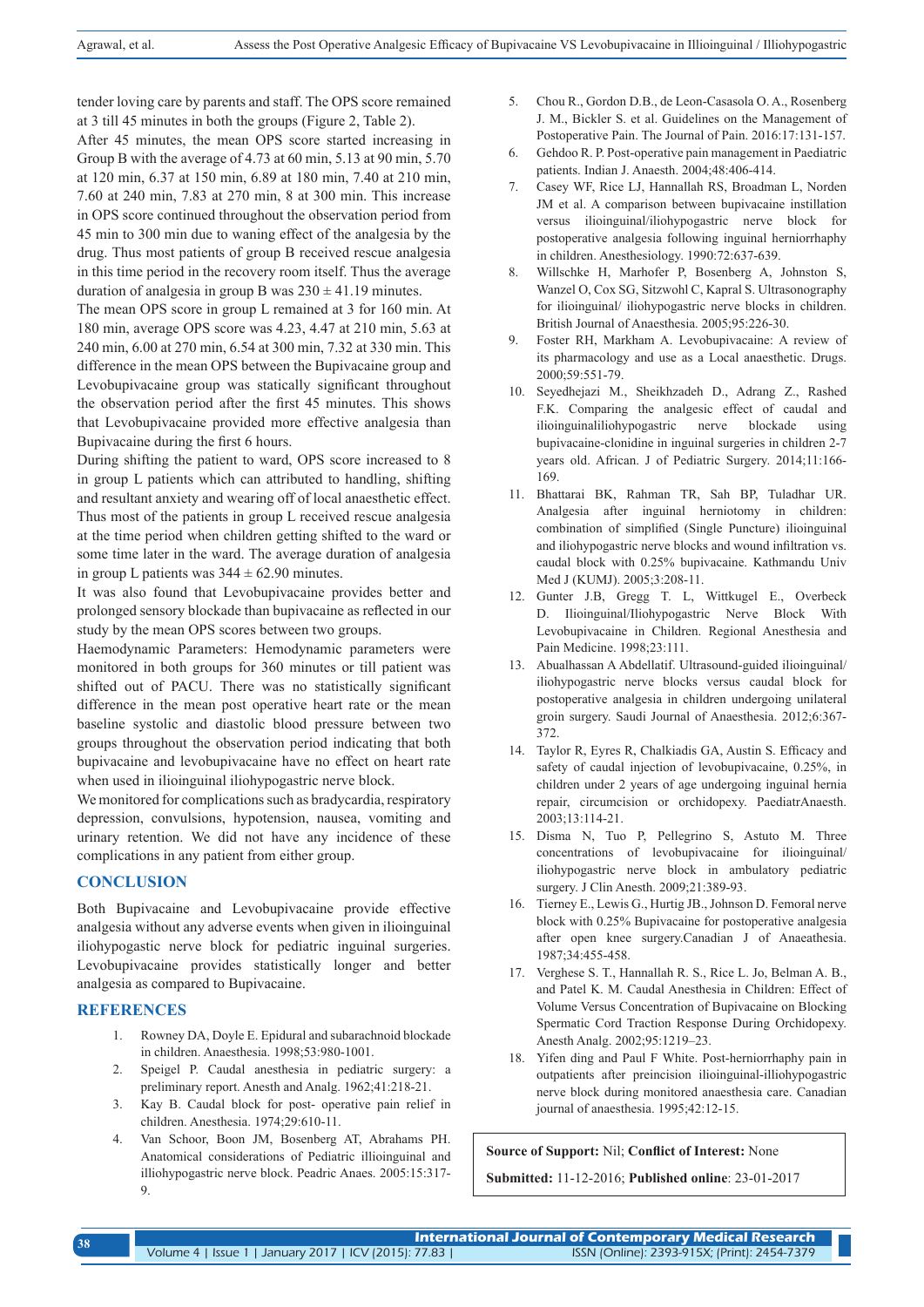tender loving care by parents and staff. The OPS score remained at 3 till 45 minutes in both the groups (Figure 2, Table 2).

After 45 minutes, the mean OPS score started increasing in Group B with the average of 4.73 at 60 min, 5.13 at 90 min, 5.70 at 120 min, 6.37 at 150 min, 6.89 at 180 min, 7.40 at 210 min, 7.60 at 240 min, 7.83 at 270 min, 8 at 300 min. This increase in OPS score continued throughout the observation period from 45 min to 300 min due to waning effect of the analgesia by the drug. Thus most patients of group B received rescue analgesia in this time period in the recovery room itself. Thus the average duration of analgesia in group B was 230 ± 41.19 minutes.

The mean OPS score in group L remained at 3 for 160 min. At 180 min, average OPS score was 4.23, 4.47 at 210 min, 5.63 at 240 min, 6.00 at 270 min, 6.54 at 300 min, 7.32 at 330 min. This difference in the mean OPS between the Bupivacaine group and Levobupivacaine group was statically significant throughout the observation period after the first 45 minutes. This shows that Levobupivacaine provided more effective analgesia than Bupivacaine during the first 6 hours.

During shifting the patient to ward, OPS score increased to 8 in group L patients which can attributed to handling, shifting and resultant anxiety and wearing off of local anaesthetic effect. Thus most of the patients in group L received rescue analgesia at the time period when children getting shifted to the ward or some time later in the ward. The average duration of analgesia in group L patients was 344 ± 62.90 minutes.

It was also found that Levobupivacaine provides better and prolonged sensory blockade than bupivacaine as reflected in our study by the mean OPS scores between two groups.

Haemodynamic Parameters: Hemodynamic parameters were monitored in both groups for 360 minutes or till patient was shifted out of PACU. There was no statistically significant difference in the mean post operative heart rate or the mean baseline systolic and diastolic blood pressure between two groups throughout the observation period indicating that both bupivacaine and levobupivacaine have no effect on heart rate when used in ilioinguinal iliohypogastric nerve block.

We monitored for complications such as bradycardia, respiratory depression, convulsions, hypotension, nausea, vomiting and urinary retention. We did not have any incidence of these complications in any patient from either group.

## CONCLUSION

Both Bupivacaine and Levobupivacaine provide effective analgesia without any adverse events when given in ilioinguinal iliohypogastic nerve block for pediatric inguinal surgeries. Levobupivacaine provides statistically longer and better analgesia as compared to Bupivacaine.

## REFERENCES

1. Rowney DA, Doyle E. Epidural and subarachnoid blockade in children. Anaesthesia. 1998;53:980-1001.
2. Speigel P. Caudal anesthesia in pediatric surgery: a preliminary report. Anesth and Analg. 1962;41:218-21.
3. Kay B. Caudal block for post- operative pain relief in children. Anesthesia. 1974;29:610-11.
4. Van Schoor, Boon JM, Bosenberg AT, Abrahams PH. Anatomical considerations of Pediatric illioinguinal and illiohypogastric nerve block. Peadric Anaes. 2005:15:317-9.
5. Chou R., Gordon D.B., de Leon-Casasola O. A., Rosenberg J. M., Bickler S. et al. Guidelines on the Management of Postoperative Pain. The Journal of Pain. 2016:17:131-157.
6. Gehdoo R. P. Post-operative pain management in Paediatric patients. Indian J. Anaesth. 2004;48:406-414.
7. Casey WF, Rice LJ, Hannallah RS, Broadman L, Norden JM et al. A comparison between bupivacaine instillation versus ilioinguinal/iliohypogastric nerve block for postoperative analgesia following inguinal herniorrhaphy in children. Anesthesiology. 1990:72:637-639.
8. Willschke H, Marhofer P, Bosenberg A, Johnston S, Wanzel O, Cox SG, Sitzwohl C, Kapral S. Ultrasonography for ilioinguinal/ iliohypogastric nerve blocks in children. British Journal of Anaesthesia. 2005;95:226-30.
9. Foster RH, Markham A. Levobupivacaine: A review of its pharmacology and use as a Local anaesthetic. Drugs. 2000;59:551-79.
10. Seyedhejazi M., Sheikhzadeh D., Adrang Z., Rashed F.K. Comparing the analgesic effect of caudal and ilioinguinaliliohypogastric nerve blockade using bupivacaine-clonidine in inguinal surgeries in children 2-7 years old. African. J of Pediatric Surgery. 2014;11:166-169.
11. Bhattarai BK, Rahman TR, Sah BP, Tuladhar UR. Analgesia after inguinal herniotomy in children: combination of simplified (Single Puncture) ilioinguinal and iliohypogastric nerve blocks and wound infiltration vs. caudal block with 0.25% bupivacaine. Kathmandu Univ Med J (KUMJ). 2005;3:208-11.
12. Gunter J.B, Gregg T. L, Wittkugel E., Overbeck D. Ilioinguinal/Iliohypogastric Nerve Block With Levobupivacaine in Children. Regional Anesthesia and Pain Medicine. 1998;23:111.
13. Abualhassan A Abdellatif. Ultrasound-guided ilioinguinal/iliohypogastric nerve blocks versus caudal block for postoperative analgesia in children undergoing unilateral groin surgery. Saudi Journal of Anaesthesia. 2012;6:367-372.
14. Taylor R, Eyres R, Chalkiadis GA, Austin S. Efficacy and safety of caudal injection of levobupivacaine, 0.25%, in children under 2 years of age undergoing inguinal hernia repair, circumcision or orchidopexy. PaediatrAnaesth. 2003;13:114-21.
15. Disma N, Tuo P, Pellegrino S, Astuto M. Three concentrations of levobupivacaine for ilioinguinal/iliohypogastric nerve block in ambulatory pediatric surgery. J Clin Anesth. 2009;21:389-93.
16. Tierney E., Lewis G., Hurtig JB., Johnson D. Femoral nerve block with 0.25% Bupivacaine for postoperative analgesia after open knee surgery.Canadian J of Anaeathesia. 1987;34:455-458.
17. Verghese S. T., Hannallah R. S., Rice L. Jo, Belman A. B., and Patel K. M. Caudal Anesthesia in Children: Effect of Volume Versus Concentration of Bupivacaine on Blocking Spermatic Cord Traction Response During Orchidopexy. Anesth Analg. 2002;95:1219–23.
18. Yifen ding and Paul F White. Post-herniorrhaphy pain in outpatients after preincision ilioinguinal-illiohypogastric nerve block during monitored anaesthesia care. Canadian journal of anaesthesia. 1995;42:12-15.

**Source of Support:** Nil; **Conflict of Interest:** None

**Submitted:** 11-12-2016; **Published online**: 23-01-2017